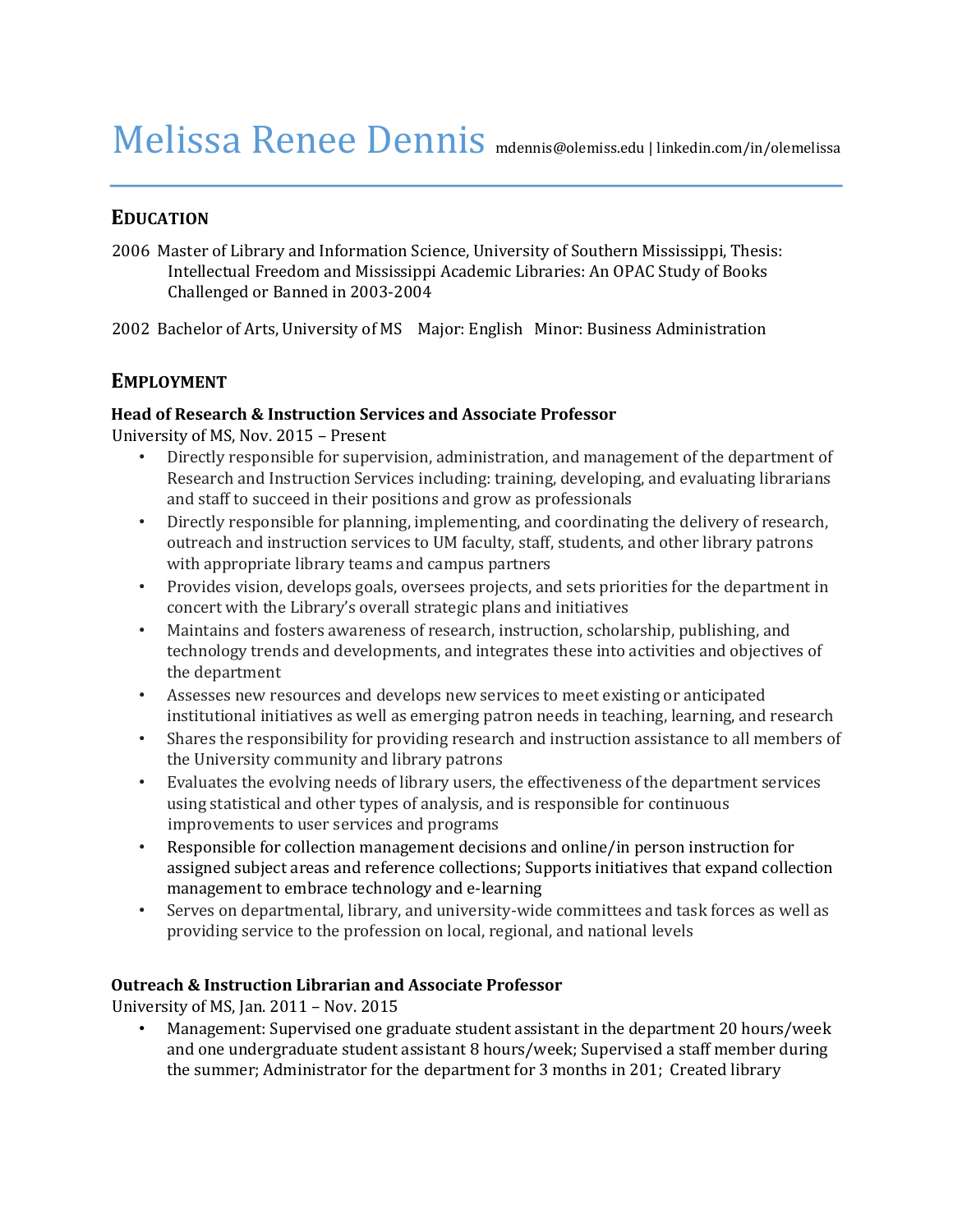# Melissa Renee Dennis

mdennis@olemiss.edu | linkedin.com/in/olemelissa

## EDUCATION

2006 Master of Library and Information Science, University of Southern Mississippi, Thesis: Intellectual Freedom and Mississippi Academic Libraries: An OPAC Study of Books Challenged or Banned in 2003-2004

2002 Bachelor of Arts, University of MS Major: English Minor: Business Administration

## EMPLOYMENT

**Head of Research & Instruction Services and Associate Professor**
University of MS, Nov. 2015 – Present

- Directly responsible for supervision, administration, and management of the department of Research and Instruction Services including: training, developing, and evaluating librarians and staff to succeed in their positions and grow as professionals
- Directly responsible for planning, implementing, and coordinating the delivery of research, outreach and instruction services to UM faculty, staff, students, and other library patrons with appropriate library teams and campus partners
- Provides vision, develops goals, oversees projects, and sets priorities for the department in concert with the Library's overall strategic plans and initiatives
- Maintains and fosters awareness of research, instruction, scholarship, publishing, and technology trends and developments, and integrates these into activities and objectives of the department
- Assesses new resources and develops new services to meet existing or anticipated institutional initiatives as well as emerging patron needs in teaching, learning, and research
- Shares the responsibility for providing research and instruction assistance to all members of the University community and library patrons
- Evaluates the evolving needs of library users, the effectiveness of the department services using statistical and other types of analysis, and is responsible for continuous improvements to user services and programs
- Responsible for collection management decisions and online/in person instruction for assigned subject areas and reference collections; Supports initiatives that expand collection management to embrace technology and e-learning
- Serves on departmental, library, and university-wide committees and task forces as well as providing service to the profession on local, regional, and national levels

**Outreach & Instruction Librarian and Associate Professor**
University of MS, Jan. 2011 – Nov. 2015

- Management: Supervised one graduate student assistant in the department 20 hours/week and one undergraduate student assistant 8 hours/week; Supervised a staff member during the summer; Administrator for the department for 3 months in 201; Created library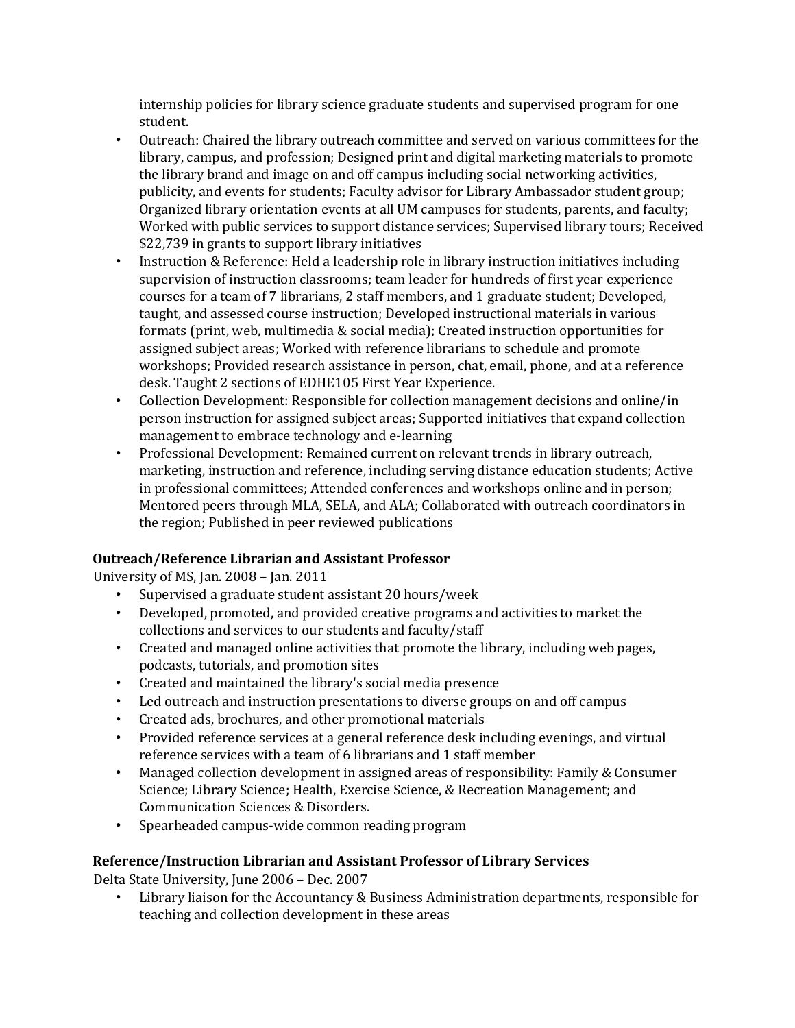internship policies for library science graduate students and supervised program for one student.

- Outreach: Chaired the library outreach committee and served on various committees for the library, campus, and profession; Designed print and digital marketing materials to promote the library brand and image on and off campus including social networking activities, publicity, and events for students; Faculty advisor for Library Ambassador student group; Organized library orientation events at all UM campuses for students, parents, and faculty; Worked with public services to support distance services; Supervised library tours; Received $22,739 in grants to support library initiatives
- Instruction & Reference: Held a leadership role in library instruction initiatives including supervision of instruction classrooms; team leader for hundreds of first year experience courses for a team of 7 librarians, 2 staff members, and 1 graduate student; Developed, taught, and assessed course instruction; Developed instructional materials in various formats (print, web, multimedia & social media); Created instruction opportunities for assigned subject areas; Worked with reference librarians to schedule and promote workshops; Provided research assistance in person, chat, email, phone, and at a reference desk. Taught 2 sections of EDHE105 First Year Experience.
- Collection Development: Responsible for collection management decisions and online/in person instruction for assigned subject areas; Supported initiatives that expand collection management to embrace technology and e-learning
- Professional Development: Remained current on relevant trends in library outreach, marketing, instruction and reference, including serving distance education students; Active in professional committees; Attended conferences and workshops online and in person; Mentored peers through MLA, SELA, and ALA; Collaborated with outreach coordinators in the region; Published in peer reviewed publications

**Outreach/Reference Librarian and Assistant Professor**
University of MS, Jan. 2008 – Jan. 2011

- Supervised a graduate student assistant 20 hours/week
- Developed, promoted, and provided creative programs and activities to market the collections and services to our students and faculty/staff
- Created and managed online activities that promote the library, including web pages, podcasts, tutorials, and promotion sites
- Created and maintained the library's social media presence
- Led outreach and instruction presentations to diverse groups on and off campus
- Created ads, brochures, and other promotional materials
- Provided reference services at a general reference desk including evenings, and virtual reference services with a team of 6 librarians and 1 staff member
- Managed collection development in assigned areas of responsibility: Family & Consumer Science; Library Science; Health, Exercise Science, & Recreation Management; and Communication Sciences & Disorders.
- Spearheaded campus-wide common reading program

**Reference/Instruction Librarian and Assistant Professor of Library Services**
Delta State University, June 2006 – Dec. 2007

- Library liaison for the Accountancy & Business Administration departments, responsible for teaching and collection development in these areas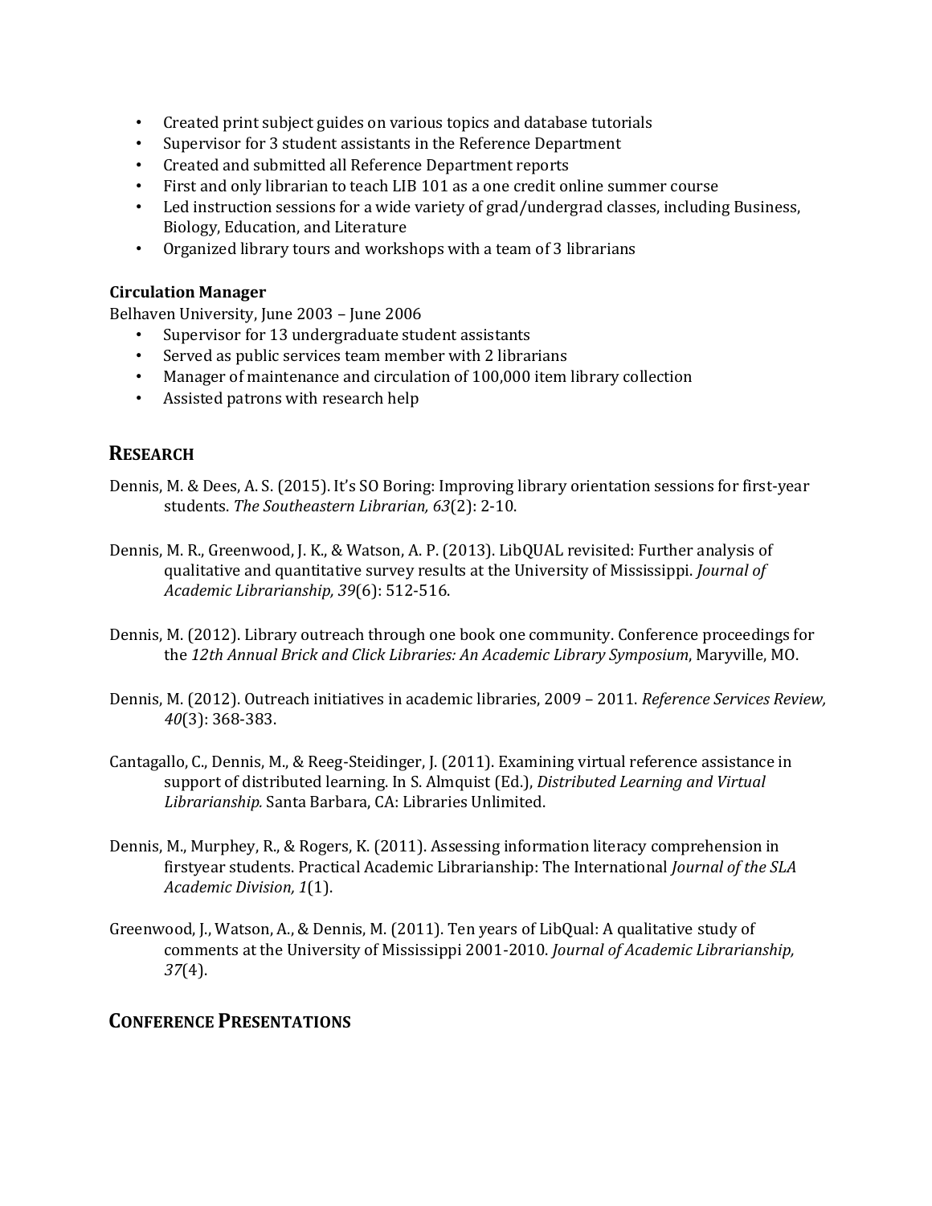- Created print subject guides on various topics and database tutorials
- Supervisor for 3 student assistants in the Reference Department
- Created and submitted all Reference Department reports
- First and only librarian to teach LIB 101 as a one credit online summer course
- Led instruction sessions for a wide variety of grad/undergrad classes, including Business, Biology, Education, and Literature
- Organized library tours and workshops with a team of 3 librarians

**Circulation Manager**
Belhaven University, June 2003 – June 2006

- Supervisor for 13 undergraduate student assistants
- Served as public services team member with 2 librarians
- Manager of maintenance and circulation of 100,000 item library collection
- Assisted patrons with research help

## RESEARCH

Dennis, M. & Dees, A. S. (2015). It's SO Boring: Improving library orientation sessions for first-year students. *The Southeastern Librarian, 63*(2): 2-10.

Dennis, M. R., Greenwood, J. K., & Watson, A. P. (2013). LibQUAL revisited: Further analysis of qualitative and quantitative survey results at the University of Mississippi. *Journal of Academic Librarianship, 39*(6): 512-516.

Dennis, M. (2012). Library outreach through one book one community. Conference proceedings for the *12th Annual Brick and Click Libraries: An Academic Library Symposium*, Maryville, MO.

Dennis, M. (2012). Outreach initiatives in academic libraries, 2009 – 2011. *Reference Services Review, 40*(3): 368-383.

Cantagallo, C., Dennis, M., & Reeg-Steidinger, J. (2011). Examining virtual reference assistance in support of distributed learning. In S. Almquist (Ed.), *Distributed Learning and Virtual Librarianship.* Santa Barbara, CA: Libraries Unlimited.

Dennis, M., Murphey, R., & Rogers, K. (2011). Assessing information literacy comprehension in firstyear students. Practical Academic Librarianship: The International *Journal of the SLA Academic Division, 1*(1).

Greenwood, J., Watson, A., & Dennis, M. (2011). Ten years of LibQual: A qualitative study of comments at the University of Mississippi 2001-2010. *Journal of Academic Librarianship, 37*(4).

## CONFERENCE PRESENTATIONS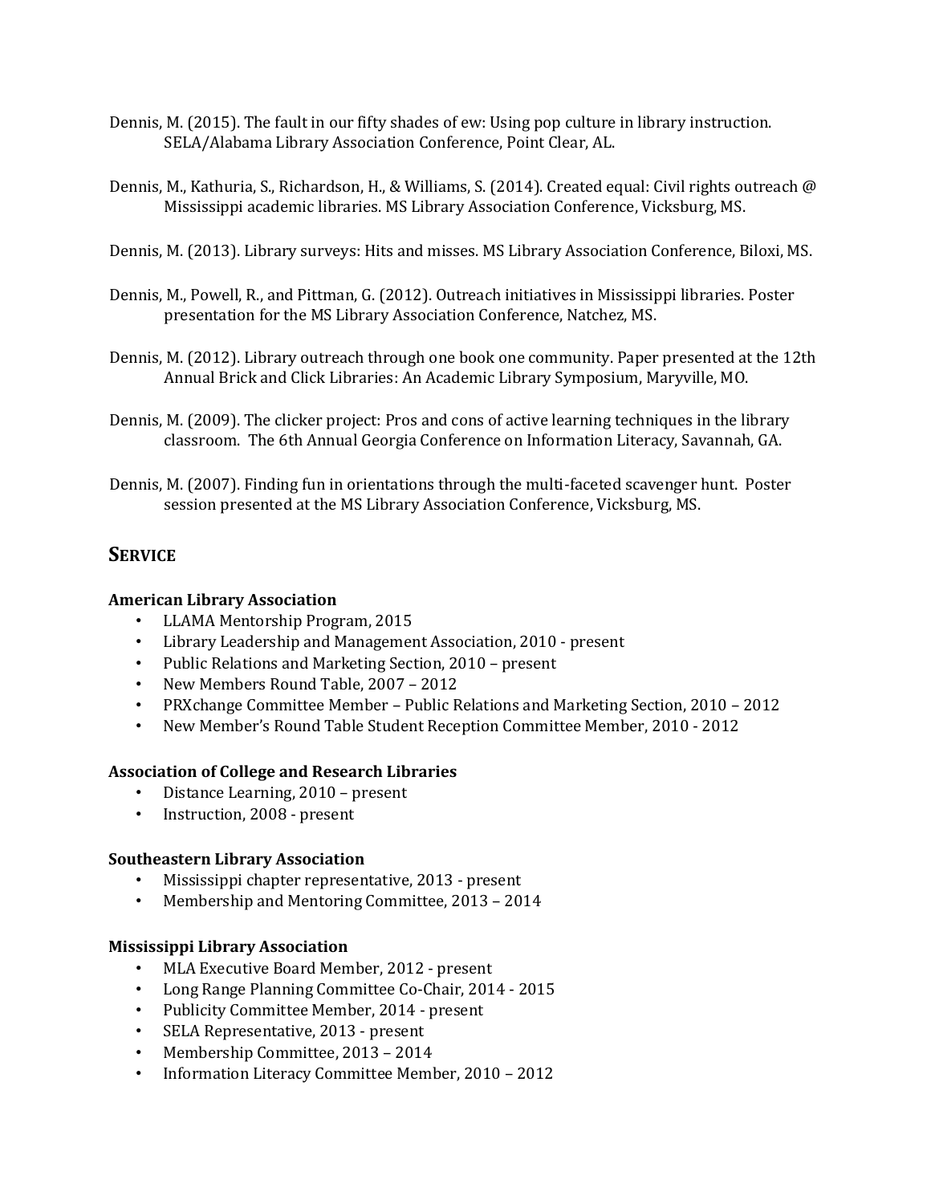Dennis, M. (2015). The fault in our fifty shades of ew: Using pop culture in library instruction. SELA/Alabama Library Association Conference, Point Clear, AL.

Dennis, M., Kathuria, S., Richardson, H., & Williams, S. (2014). Created equal: Civil rights outreach @ Mississippi academic libraries. MS Library Association Conference, Vicksburg, MS.

Dennis, M. (2013). Library surveys: Hits and misses. MS Library Association Conference, Biloxi, MS.

Dennis, M., Powell, R., and Pittman, G. (2012). Outreach initiatives in Mississippi libraries. Poster presentation for the MS Library Association Conference, Natchez, MS.

Dennis, M. (2012). Library outreach through one book one community. Paper presented at the 12th Annual Brick and Click Libraries: An Academic Library Symposium, Maryville, MO.

Dennis, M. (2009). The clicker project: Pros and cons of active learning techniques in the library classroom. The 6th Annual Georgia Conference on Information Literacy, Savannah, GA.

Dennis, M. (2007). Finding fun in orientations through the multi-faceted scavenger hunt. Poster session presented at the MS Library Association Conference, Vicksburg, MS.

## SERVICE

**American Library Association**

- LLAMA Mentorship Program, 2015
- Library Leadership and Management Association, 2010 - present
- Public Relations and Marketing Section, 2010 – present
- New Members Round Table, 2007 – 2012
- PRXchange Committee Member – Public Relations and Marketing Section, 2010 – 2012
- New Member's Round Table Student Reception Committee Member, 2010 - 2012

**Association of College and Research Libraries**

- Distance Learning, 2010 – present
- Instruction, 2008 - present

**Southeastern Library Association**

- Mississippi chapter representative, 2013 - present
- Membership and Mentoring Committee, 2013 – 2014

**Mississippi Library Association**

- MLA Executive Board Member, 2012 - present
- Long Range Planning Committee Co-Chair, 2014 - 2015
- Publicity Committee Member, 2014 - present
- SELA Representative, 2013 - present
- Membership Committee, 2013 – 2014
- Information Literacy Committee Member, 2010 – 2012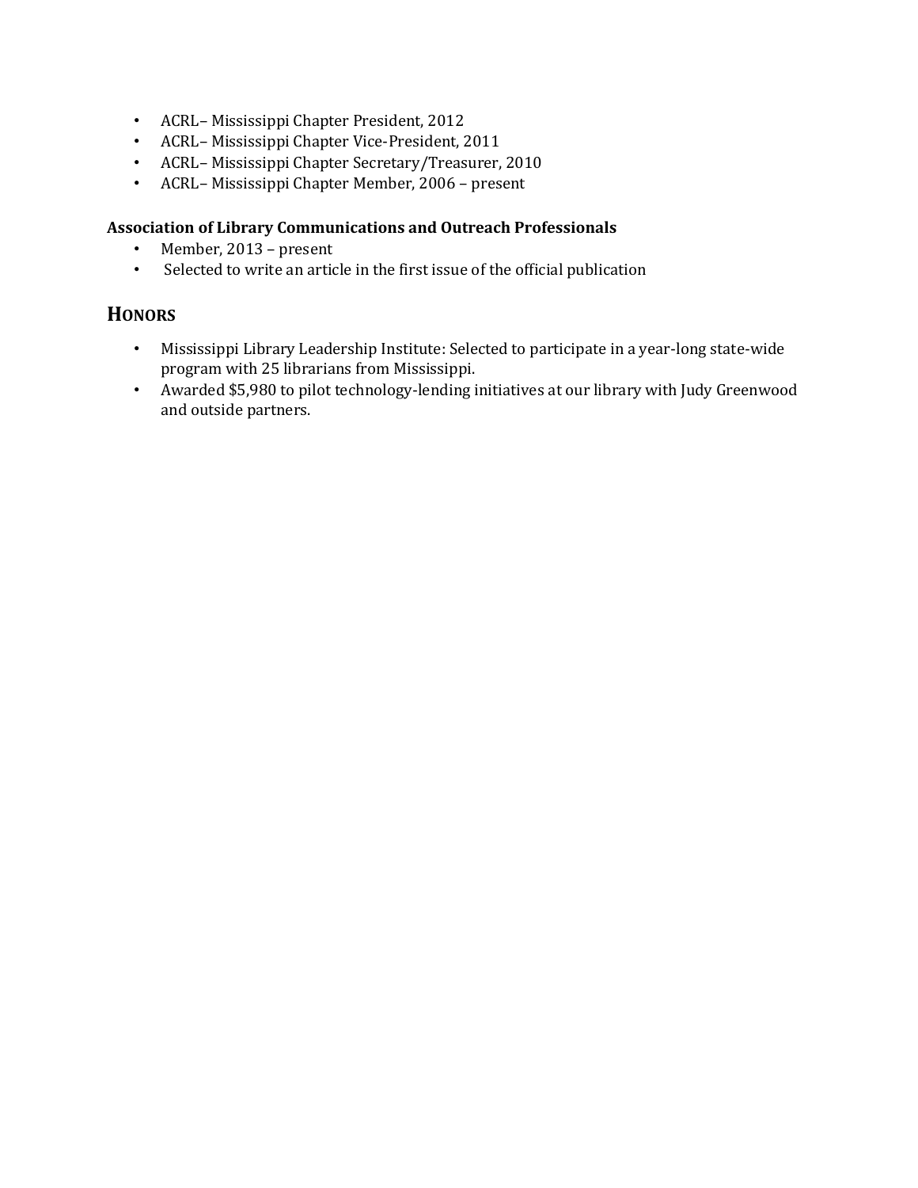- ACRL– Mississippi Chapter President, 2012
- ACRL– Mississippi Chapter Vice-President, 2011
- ACRL– Mississippi Chapter Secretary/Treasurer, 2010
- ACRL– Mississippi Chapter Member, 2006 – present

**Association of Library Communications and Outreach Professionals**

- Member, 2013 – present
- Selected to write an article in the first issue of the official publication

## HONORS

- Mississippi Library Leadership Institute: Selected to participate in a year-long state-wide program with 25 librarians from Mississippi.
- Awarded $5,980 to pilot technology-lending initiatives at our library with Judy Greenwood and outside partners.